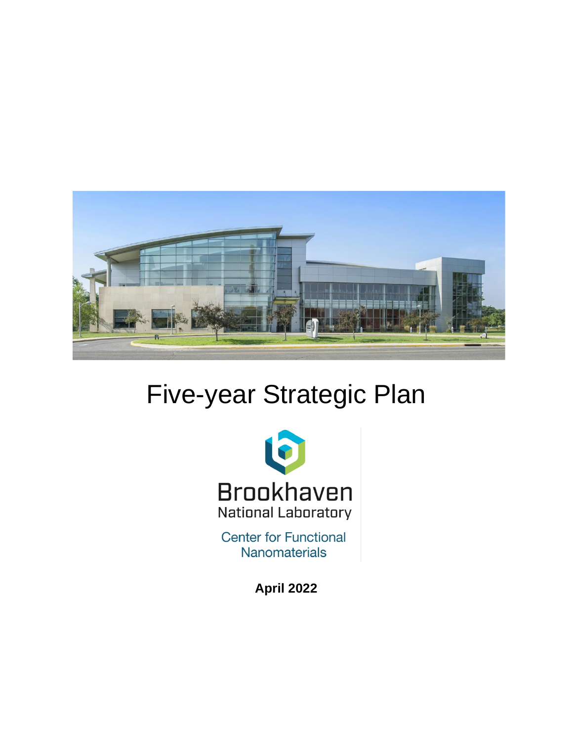# Five-year Strategic Plan

Brookhaven National Laboratory

Center for Functional Nanomaterials

**April 2022**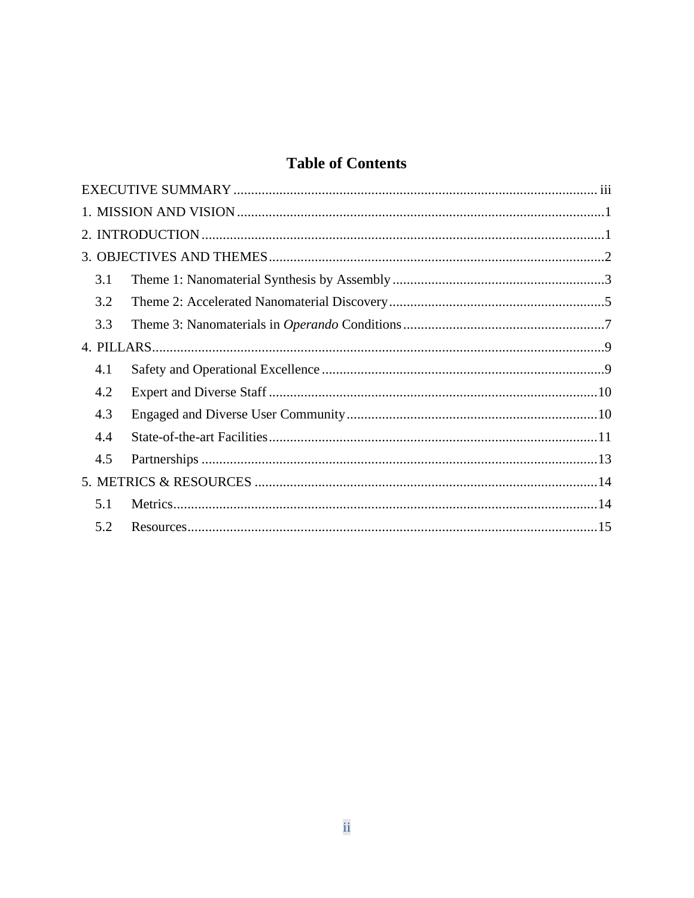# Table of Contents

EXECUTIVE SUMMARY ........................................................ iii

1. MISSION AND VISION ........................................................ 1

2. INTRODUCTION ........................................................ 1

3. OBJECTIVES AND THEMES ........................................................ 2

   3.1 Theme 1: Nanomaterial Synthesis by Assembly ........................................................ 3

   3.2 Theme 2: Accelerated Nanomaterial Discovery ........................................................ 5

   3.3 Theme 3: Nanomaterials in *Operando* Conditions ........................................................ 7

4. PILLARS ........................................................ 9

   4.1 Safety and Operational Excellence ........................................................ 9

   4.2 Expert and Diverse Staff ........................................................ 10

   4.3 Engaged and Diverse User Community ........................................................ 10

   4.4 State-of-the-art Facilities ........................................................ 11

   4.5 Partnerships ........................................................ 13

5. METRICS & RESOURCES ........................................................ 14

   5.1 Metrics ........................................................ 14

   5.2 Resources ........................................................ 15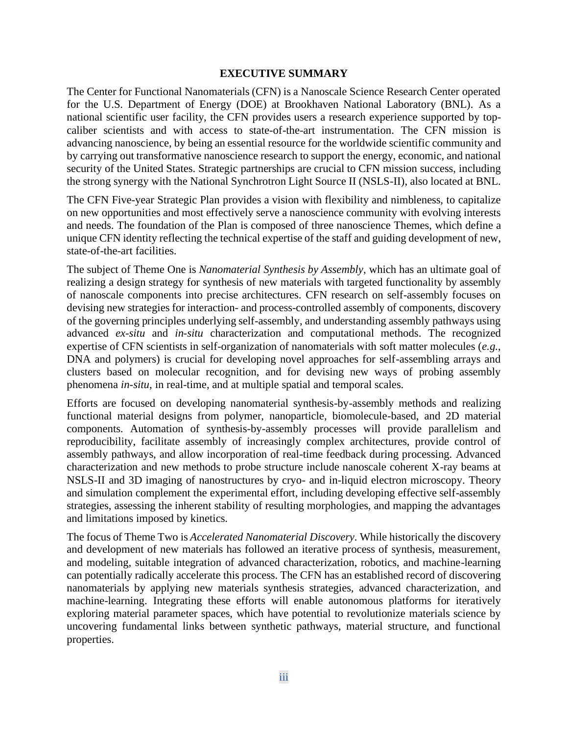# EXECUTIVE SUMMARY

The Center for Functional Nanomaterials (CFN) is a Nanoscale Science Research Center operated for the U.S. Department of Energy (DOE) at Brookhaven National Laboratory (BNL). As a national scientific user facility, the CFN provides users a research experience supported by top-caliber scientists and with access to state-of-the-art instrumentation. The CFN mission is advancing nanoscience, by being an essential resource for the worldwide scientific community and by carrying out transformative nanoscience research to support the energy, economic, and national security of the United States. Strategic partnerships are crucial to CFN mission success, including the strong synergy with the National Synchrotron Light Source II (NSLS-II), also located at BNL.

The CFN Five-year Strategic Plan provides a vision with flexibility and nimbleness, to capitalize on new opportunities and most effectively serve a nanoscience community with evolving interests and needs. The foundation of the Plan is composed of three nanoscience Themes, which define a unique CFN identity reflecting the technical expertise of the staff and guiding development of new, state-of-the-art facilities.

The subject of Theme One is *Nanomaterial Synthesis by Assembly*, which has an ultimate goal of realizing a design strategy for synthesis of new materials with targeted functionality by assembly of nanoscale components into precise architectures. CFN research on self-assembly focuses on devising new strategies for interaction- and process-controlled assembly of components, discovery of the governing principles underlying self-assembly, and understanding assembly pathways using advanced *ex-situ* and *in-situ* characterization and computational methods. The recognized expertise of CFN scientists in self-organization of nanomaterials with soft matter molecules (*e.g.*, DNA and polymers) is crucial for developing novel approaches for self-assembling arrays and clusters based on molecular recognition, and for devising new ways of probing assembly phenomena *in-situ*, in real-time, and at multiple spatial and temporal scales.

Efforts are focused on developing nanomaterial synthesis-by-assembly methods and realizing functional material designs from polymer, nanoparticle, biomolecule-based, and 2D material components. Automation of synthesis-by-assembly processes will provide parallelism and reproducibility, facilitate assembly of increasingly complex architectures, provide control of assembly pathways, and allow incorporation of real-time feedback during processing. Advanced characterization and new methods to probe structure include nanoscale coherent X-ray beams at NSLS-II and 3D imaging of nanostructures by cryo- and in-liquid electron microscopy. Theory and simulation complement the experimental effort, including developing effective self-assembly strategies, assessing the inherent stability of resulting morphologies, and mapping the advantages and limitations imposed by kinetics.

The focus of Theme Two is *Accelerated Nanomaterial Discovery*. While historically the discovery and development of new materials has followed an iterative process of synthesis, measurement, and modeling, suitable integration of advanced characterization, robotics, and machine-learning can potentially radically accelerate this process. The CFN has an established record of discovering nanomaterials by applying new materials synthesis strategies, advanced characterization, and machine-learning. Integrating these efforts will enable autonomous platforms for iteratively exploring material parameter spaces, which have potential to revolutionize materials science by uncovering fundamental links between synthetic pathways, material structure, and functional properties.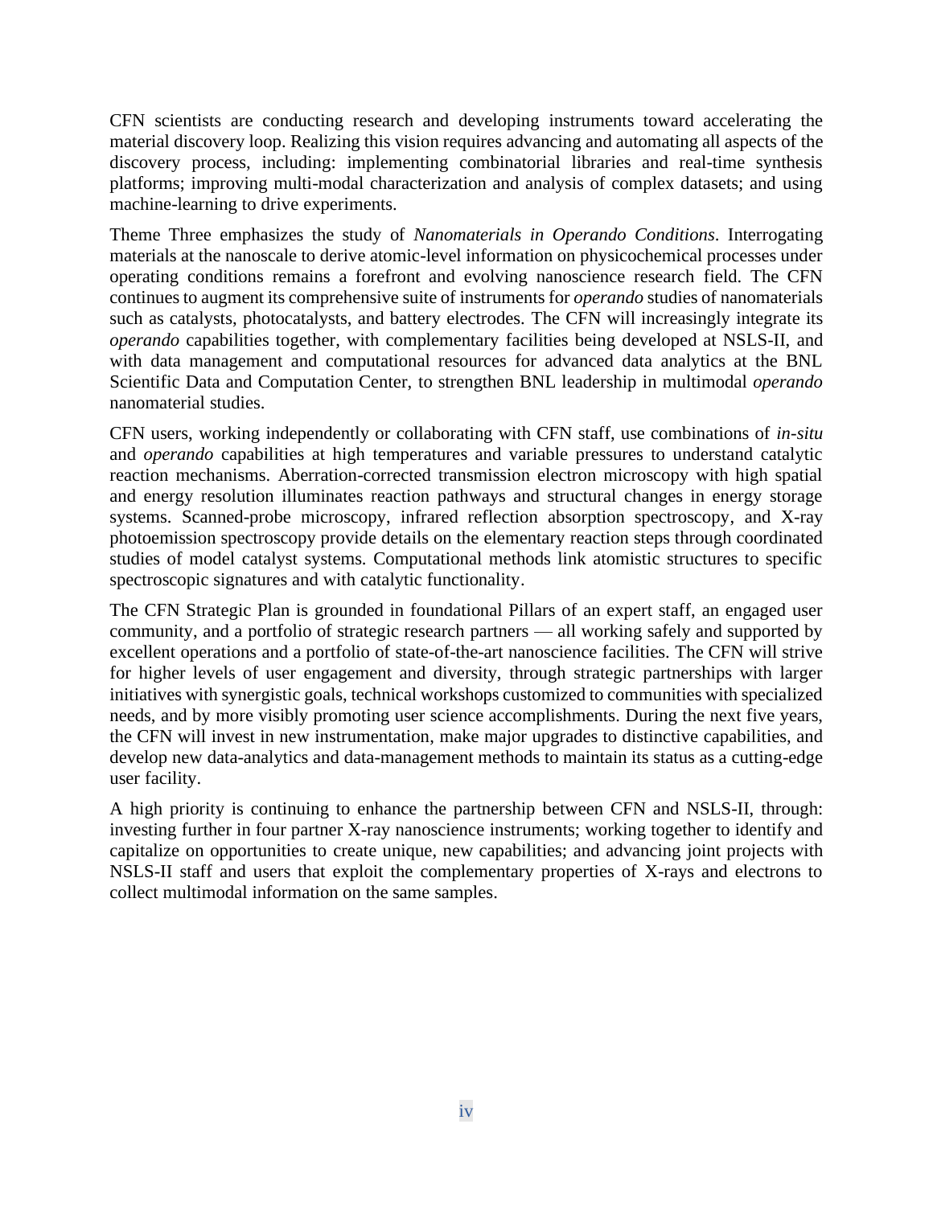CFN scientists are conducting research and developing instruments toward accelerating the material discovery loop. Realizing this vision requires advancing and automating all aspects of the discovery process, including: implementing combinatorial libraries and real-time synthesis platforms; improving multi-modal characterization and analysis of complex datasets; and using machine-learning to drive experiments.

Theme Three emphasizes the study of *Nanomaterials in Operando Conditions*. Interrogating materials at the nanoscale to derive atomic-level information on physicochemical processes under operating conditions remains a forefront and evolving nanoscience research field. The CFN continues to augment its comprehensive suite of instruments for *operando* studies of nanomaterials such as catalysts, photocatalysts, and battery electrodes. The CFN will increasingly integrate its *operando* capabilities together, with complementary facilities being developed at NSLS-II, and with data management and computational resources for advanced data analytics at the BNL Scientific Data and Computation Center, to strengthen BNL leadership in multimodal *operando* nanomaterial studies.

CFN users, working independently or collaborating with CFN staff, use combinations of *in-situ* and *operando* capabilities at high temperatures and variable pressures to understand catalytic reaction mechanisms. Aberration-corrected transmission electron microscopy with high spatial and energy resolution illuminates reaction pathways and structural changes in energy storage systems. Scanned-probe microscopy, infrared reflection absorption spectroscopy, and X-ray photoemission spectroscopy provide details on the elementary reaction steps through coordinated studies of model catalyst systems. Computational methods link atomistic structures to specific spectroscopic signatures and with catalytic functionality.

The CFN Strategic Plan is grounded in foundational Pillars of an expert staff, an engaged user community, and a portfolio of strategic research partners — all working safely and supported by excellent operations and a portfolio of state-of-the-art nanoscience facilities. The CFN will strive for higher levels of user engagement and diversity, through strategic partnerships with larger initiatives with synergistic goals, technical workshops customized to communities with specialized needs, and by more visibly promoting user science accomplishments. During the next five years, the CFN will invest in new instrumentation, make major upgrades to distinctive capabilities, and develop new data-analytics and data-management methods to maintain its status as a cutting-edge user facility.

A high priority is continuing to enhance the partnership between CFN and NSLS-II, through: investing further in four partner X-ray nanoscience instruments; working together to identify and capitalize on opportunities to create unique, new capabilities; and advancing joint projects with NSLS-II staff and users that exploit the complementary properties of X-rays and electrons to collect multimodal information on the same samples.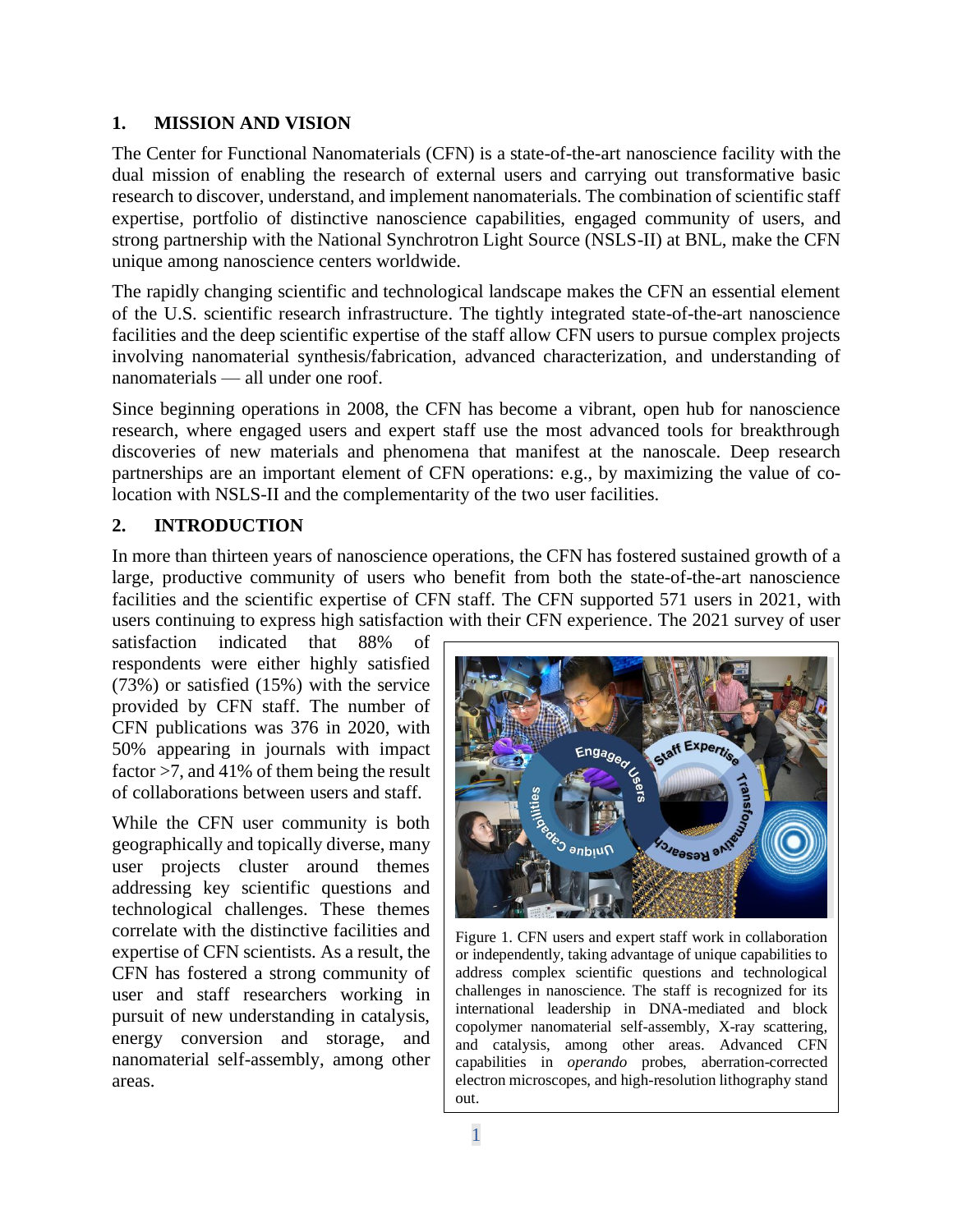## 1. MISSION AND VISION

The Center for Functional Nanomaterials (CFN) is a state-of-the-art nanoscience facility with the dual mission of enabling the research of external users and carrying out transformative basic research to discover, understand, and implement nanomaterials. The combination of scientific staff expertise, portfolio of distinctive nanoscience capabilities, engaged community of users, and strong partnership with the National Synchrotron Light Source (NSLS-II) at BNL, make the CFN unique among nanoscience centers worldwide.

The rapidly changing scientific and technological landscape makes the CFN an essential element of the U.S. scientific research infrastructure. The tightly integrated state-of-the-art nanoscience facilities and the deep scientific expertise of the staff allow CFN users to pursue complex projects involving nanomaterial synthesis/fabrication, advanced characterization, and understanding of nanomaterials — all under one roof.

Since beginning operations in 2008, the CFN has become a vibrant, open hub for nanoscience research, where engaged users and expert staff use the most advanced tools for breakthrough discoveries of new materials and phenomena that manifest at the nanoscale. Deep research partnerships are an important element of CFN operations: e.g., by maximizing the value of co-location with NSLS-II and the complementarity of the two user facilities.

## 2. INTRODUCTION

In more than thirteen years of nanoscience operations, the CFN has fostered sustained growth of a large, productive community of users who benefit from both the state-of-the-art nanoscience facilities and the scientific expertise of CFN staff. The CFN supported 571 users in 2021, with users continuing to express high satisfaction with their CFN experience. The 2021 survey of user satisfaction indicated that 88% of respondents were either highly satisfied (73%) or satisfied (15%) with the service provided by CFN staff. The number of CFN publications was 376 in 2020, with 50% appearing in journals with impact factor >7, and 41% of them being the result of collaborations between users and staff.

While the CFN user community is both geographically and topically diverse, many user projects cluster around themes addressing key scientific questions and technological challenges. These themes correlate with the distinctive facilities and expertise of CFN scientists. As a result, the CFN has fostered a strong community of user and staff researchers working in pursuit of new understanding in catalysis, energy conversion and storage, and nanomaterial self-assembly, among other areas.

Figure 1. CFN users and expert staff work in collaboration or independently, taking advantage of unique capabilities to address complex scientific questions and technological challenges in nanoscience. The staff is recognized for its international leadership in DNA-mediated and block copolymer nanomaterial self-assembly, X-ray scattering, and catalysis, among other areas. Advanced CFN capabilities in *operando* probes, aberration-corrected electron microscopes, and high-resolution lithography stand out.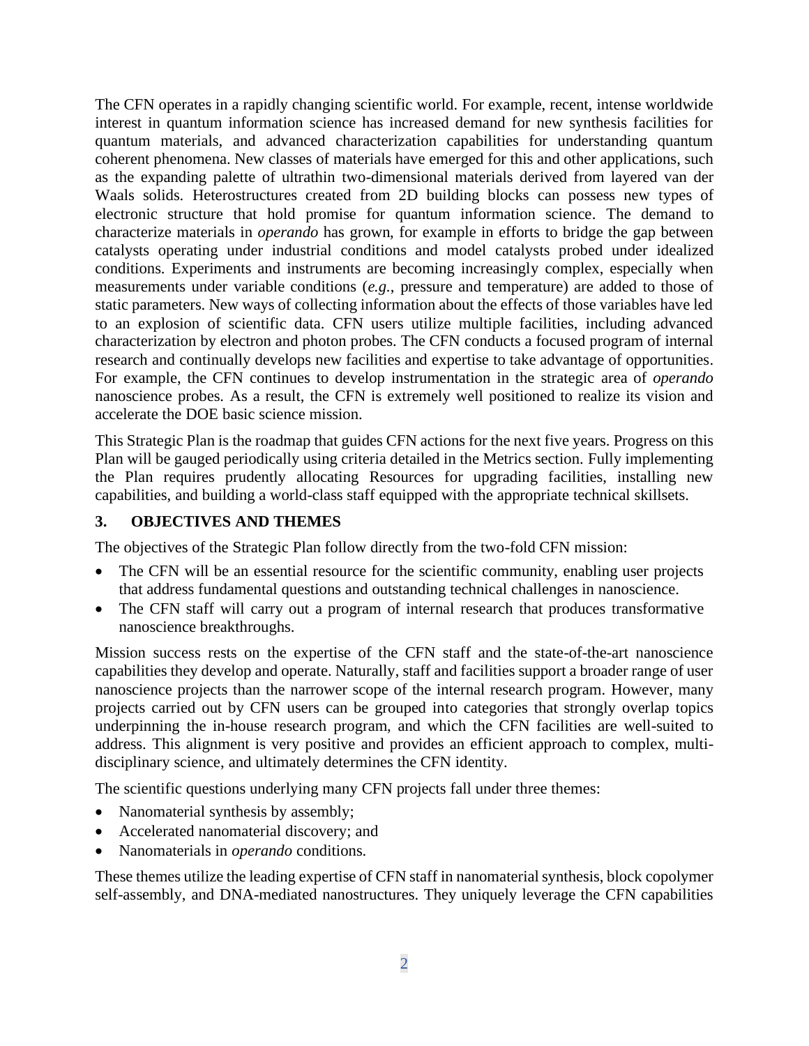The CFN operates in a rapidly changing scientific world. For example, recent, intense worldwide interest in quantum information science has increased demand for new synthesis facilities for quantum materials, and advanced characterization capabilities for understanding quantum coherent phenomena. New classes of materials have emerged for this and other applications, such as the expanding palette of ultrathin two-dimensional materials derived from layered van der Waals solids. Heterostructures created from 2D building blocks can possess new types of electronic structure that hold promise for quantum information science. The demand to characterize materials in *operando* has grown, for example in efforts to bridge the gap between catalysts operating under industrial conditions and model catalysts probed under idealized conditions. Experiments and instruments are becoming increasingly complex, especially when measurements under variable conditions (*e.g.*, pressure and temperature) are added to those of static parameters. New ways of collecting information about the effects of those variables have led to an explosion of scientific data. CFN users utilize multiple facilities, including advanced characterization by electron and photon probes. The CFN conducts a focused program of internal research and continually develops new facilities and expertise to take advantage of opportunities. For example, the CFN continues to develop instrumentation in the strategic area of *operando* nanoscience probes. As a result, the CFN is extremely well positioned to realize its vision and accelerate the DOE basic science mission.

This Strategic Plan is the roadmap that guides CFN actions for the next five years. Progress on this Plan will be gauged periodically using criteria detailed in the Metrics section. Fully implementing the Plan requires prudently allocating Resources for upgrading facilities, installing new capabilities, and building a world-class staff equipped with the appropriate technical skillsets.

## 3. OBJECTIVES AND THEMES

The objectives of the Strategic Plan follow directly from the two-fold CFN mission:

- The CFN will be an essential resource for the scientific community, enabling user projects that address fundamental questions and outstanding technical challenges in nanoscience.
- The CFN staff will carry out a program of internal research that produces transformative nanoscience breakthroughs.

Mission success rests on the expertise of the CFN staff and the state-of-the-art nanoscience capabilities they develop and operate. Naturally, staff and facilities support a broader range of user nanoscience projects than the narrower scope of the internal research program. However, many projects carried out by CFN users can be grouped into categories that strongly overlap topics underpinning the in-house research program, and which the CFN facilities are well-suited to address. This alignment is very positive and provides an efficient approach to complex, multi-disciplinary science, and ultimately determines the CFN identity.

The scientific questions underlying many CFN projects fall under three themes:

- Nanomaterial synthesis by assembly;
- Accelerated nanomaterial discovery; and
- Nanomaterials in *operando* conditions.

These themes utilize the leading expertise of CFN staff in nanomaterial synthesis, block copolymer self-assembly, and DNA-mediated nanostructures. They uniquely leverage the CFN capabilities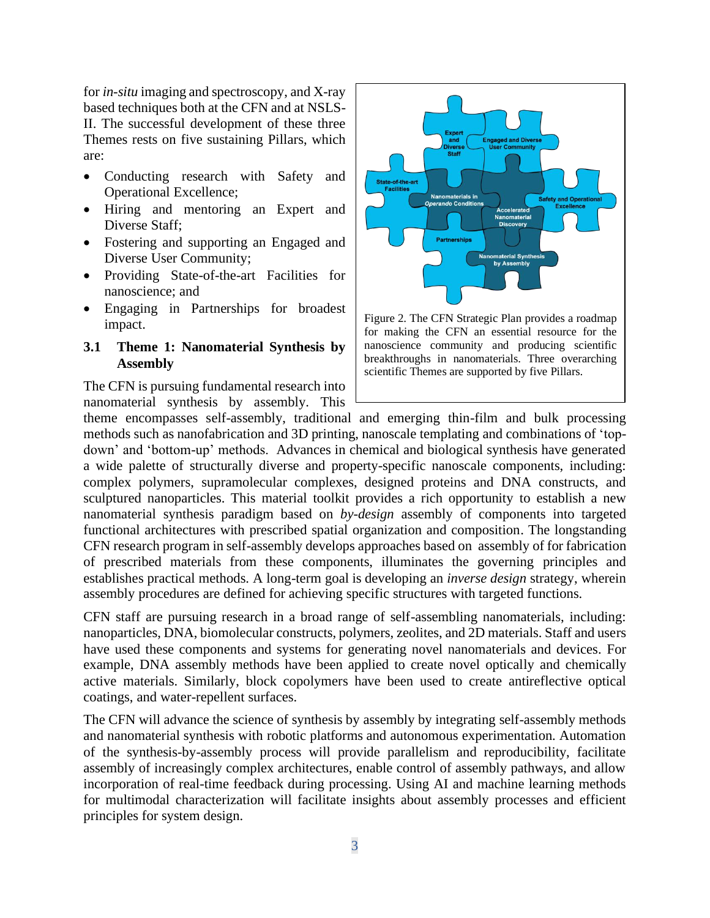for *in-situ* imaging and spectroscopy, and X-ray based techniques both at the CFN and at NSLS-II. The successful development of these three Themes rests on five sustaining Pillars, which are:

- Conducting research with Safety and Operational Excellence;
- Hiring and mentoring an Expert and Diverse Staff;
- Fostering and supporting an Engaged and Diverse User Community;
- Providing State-of-the-art Facilities for nanoscience; and
- Engaging in Partnerships for broadest impact.

Figure 2. The CFN Strategic Plan provides a roadmap for making the CFN an essential resource for the nanoscience community and producing scientific breakthroughs in nanomaterials. Three overarching scientific Themes are supported by five Pillars.

### 3.1 Theme 1: Nanomaterial Synthesis by Assembly

The CFN is pursuing fundamental research into nanomaterial synthesis by assembly. This theme encompasses self-assembly, traditional and emerging thin-film and bulk processing methods such as nanofabrication and 3D printing, nanoscale templating and combinations of 'top-down' and 'bottom-up' methods. Advances in chemical and biological synthesis have generated a wide palette of structurally diverse and property-specific nanoscale components, including: complex polymers, supramolecular complexes, designed proteins and DNA constructs, and sculptured nanoparticles. This material toolkit provides a rich opportunity to establish a new nanomaterial synthesis paradigm based on *by-design* assembly of components into targeted functional architectures with prescribed spatial organization and composition. The longstanding CFN research program in self-assembly develops approaches based on assembly of for fabrication of prescribed materials from these components, illuminates the governing principles and establishes practical methods. A long-term goal is developing an *inverse design* strategy, wherein assembly procedures are defined for achieving specific structures with targeted functions.

CFN staff are pursuing research in a broad range of self-assembling nanomaterials, including: nanoparticles, DNA, biomolecular constructs, polymers, zeolites, and 2D materials. Staff and users have used these components and systems for generating novel nanomaterials and devices. For example, DNA assembly methods have been applied to create novel optically and chemically active materials. Similarly, block copolymers have been used to create antireflective optical coatings, and water-repellent surfaces.

The CFN will advance the science of synthesis by assembly by integrating self-assembly methods and nanomaterial synthesis with robotic platforms and autonomous experimentation. Automation of the synthesis-by-assembly process will provide parallelism and reproducibility, facilitate assembly of increasingly complex architectures, enable control of assembly pathways, and allow incorporation of real-time feedback during processing. Using AI and machine learning methods for multimodal characterization will facilitate insights about assembly processes and efficient principles for system design.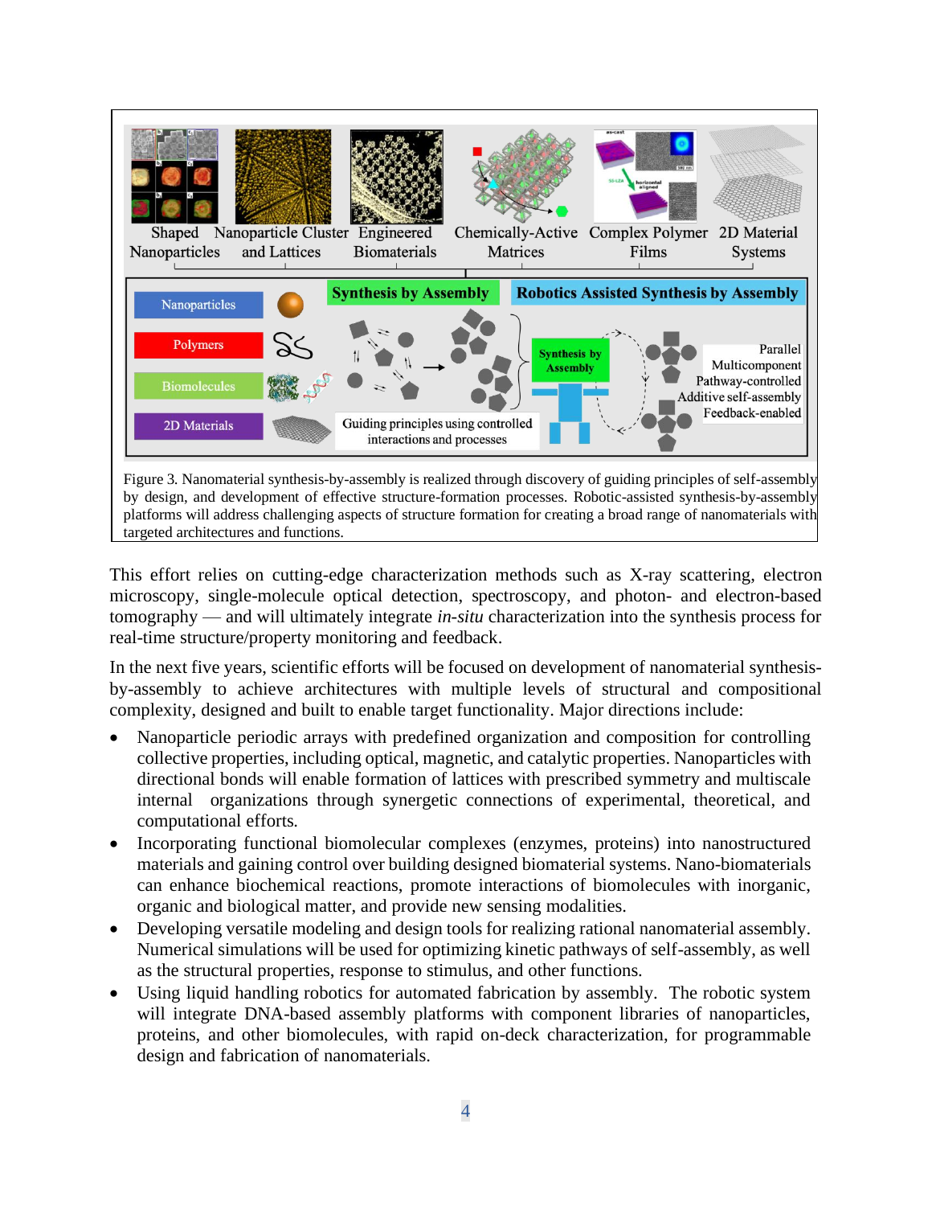Figure 3. Nanomaterial synthesis-by-assembly is realized through discovery of guiding principles of self-assembly by design, and development of effective structure-formation processes. Robotic-assisted synthesis-by-assembly platforms will address challenging aspects of structure formation for creating a broad range of nanomaterials with targeted architectures and functions.

This effort relies on cutting-edge characterization methods such as X-ray scattering, electron microscopy, single-molecule optical detection, spectroscopy, and photon- and electron-based tomography — and will ultimately integrate *in-situ* characterization into the synthesis process for real-time structure/property monitoring and feedback.

In the next five years, scientific efforts will be focused on development of nanomaterial synthesis-by-assembly to achieve architectures with multiple levels of structural and compositional complexity, designed and built to enable target functionality. Major directions include:

- Nanoparticle periodic arrays with predefined organization and composition for controlling collective properties, including optical, magnetic, and catalytic properties. Nanoparticles with directional bonds will enable formation of lattices with prescribed symmetry and multiscale internal organizations through synergetic connections of experimental, theoretical, and computational efforts.
- Incorporating functional biomolecular complexes (enzymes, proteins) into nanostructured materials and gaining control over building designed biomaterial systems. Nano-biomaterials can enhance biochemical reactions, promote interactions of biomolecules with inorganic, organic and biological matter, and provide new sensing modalities.
- Developing versatile modeling and design tools for realizing rational nanomaterial assembly. Numerical simulations will be used for optimizing kinetic pathways of self-assembly, as well as the structural properties, response to stimulus, and other functions.
- Using liquid handling robotics for automated fabrication by assembly. The robotic system will integrate DNA-based assembly platforms with component libraries of nanoparticles, proteins, and other biomolecules, with rapid on-deck characterization, for programmable design and fabrication of nanomaterials.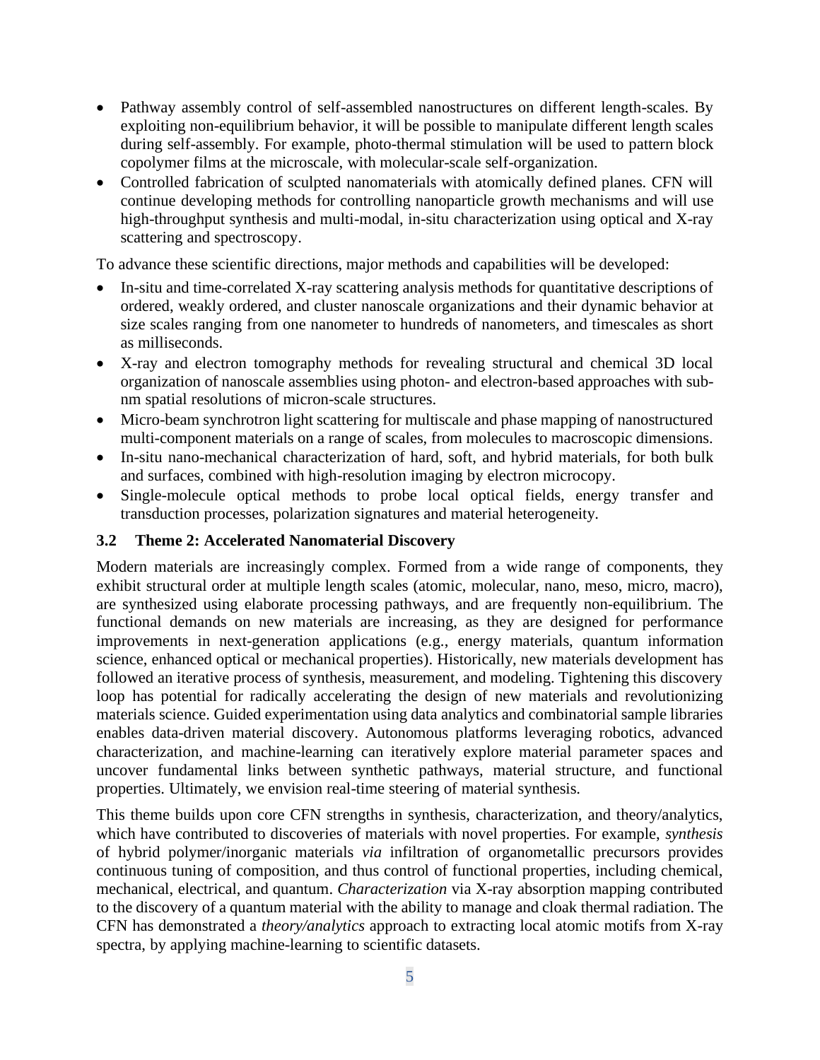- Pathway assembly control of self-assembled nanostructures on different length-scales. By exploiting non-equilibrium behavior, it will be possible to manipulate different length scales during self-assembly. For example, photo-thermal stimulation will be used to pattern block copolymer films at the microscale, with molecular-scale self-organization.
- Controlled fabrication of sculpted nanomaterials with atomically defined planes. CFN will continue developing methods for controlling nanoparticle growth mechanisms and will use high-throughput synthesis and multi-modal, in-situ characterization using optical and X-ray scattering and spectroscopy.

To advance these scientific directions, major methods and capabilities will be developed:

- In-situ and time-correlated X-ray scattering analysis methods for quantitative descriptions of ordered, weakly ordered, and cluster nanoscale organizations and their dynamic behavior at size scales ranging from one nanometer to hundreds of nanometers, and timescales as short as milliseconds.
- X-ray and electron tomography methods for revealing structural and chemical 3D local organization of nanoscale assemblies using photon- and electron-based approaches with sub-nm spatial resolutions of micron-scale structures.
- Micro-beam synchrotron light scattering for multiscale and phase mapping of nanostructured multi-component materials on a range of scales, from molecules to macroscopic dimensions.
- In-situ nano-mechanical characterization of hard, soft, and hybrid materials, for both bulk and surfaces, combined with high-resolution imaging by electron microcopy.
- Single-molecule optical methods to probe local optical fields, energy transfer and transduction processes, polarization signatures and material heterogeneity.

### 3.2 Theme 2: Accelerated Nanomaterial Discovery

Modern materials are increasingly complex. Formed from a wide range of components, they exhibit structural order at multiple length scales (atomic, molecular, nano, meso, micro, macro), are synthesized using elaborate processing pathways, and are frequently non-equilibrium. The functional demands on new materials are increasing, as they are designed for performance improvements in next-generation applications (e.g., energy materials, quantum information science, enhanced optical or mechanical properties). Historically, new materials development has followed an iterative process of synthesis, measurement, and modeling. Tightening this discovery loop has potential for radically accelerating the design of new materials and revolutionizing materials science. Guided experimentation using data analytics and combinatorial sample libraries enables data-driven material discovery. Autonomous platforms leveraging robotics, advanced characterization, and machine-learning can iteratively explore material parameter spaces and uncover fundamental links between synthetic pathways, material structure, and functional properties. Ultimately, we envision real-time steering of material synthesis.

This theme builds upon core CFN strengths in synthesis, characterization, and theory/analytics, which have contributed to discoveries of materials with novel properties. For example, *synthesis* of hybrid polymer/inorganic materials *via* infiltration of organometallic precursors provides continuous tuning of composition, and thus control of functional properties, including chemical, mechanical, electrical, and quantum. *Characterization* via X-ray absorption mapping contributed to the discovery of a quantum material with the ability to manage and cloak thermal radiation. The CFN has demonstrated a *theory/analytics* approach to extracting local atomic motifs from X-ray spectra, by applying machine-learning to scientific datasets.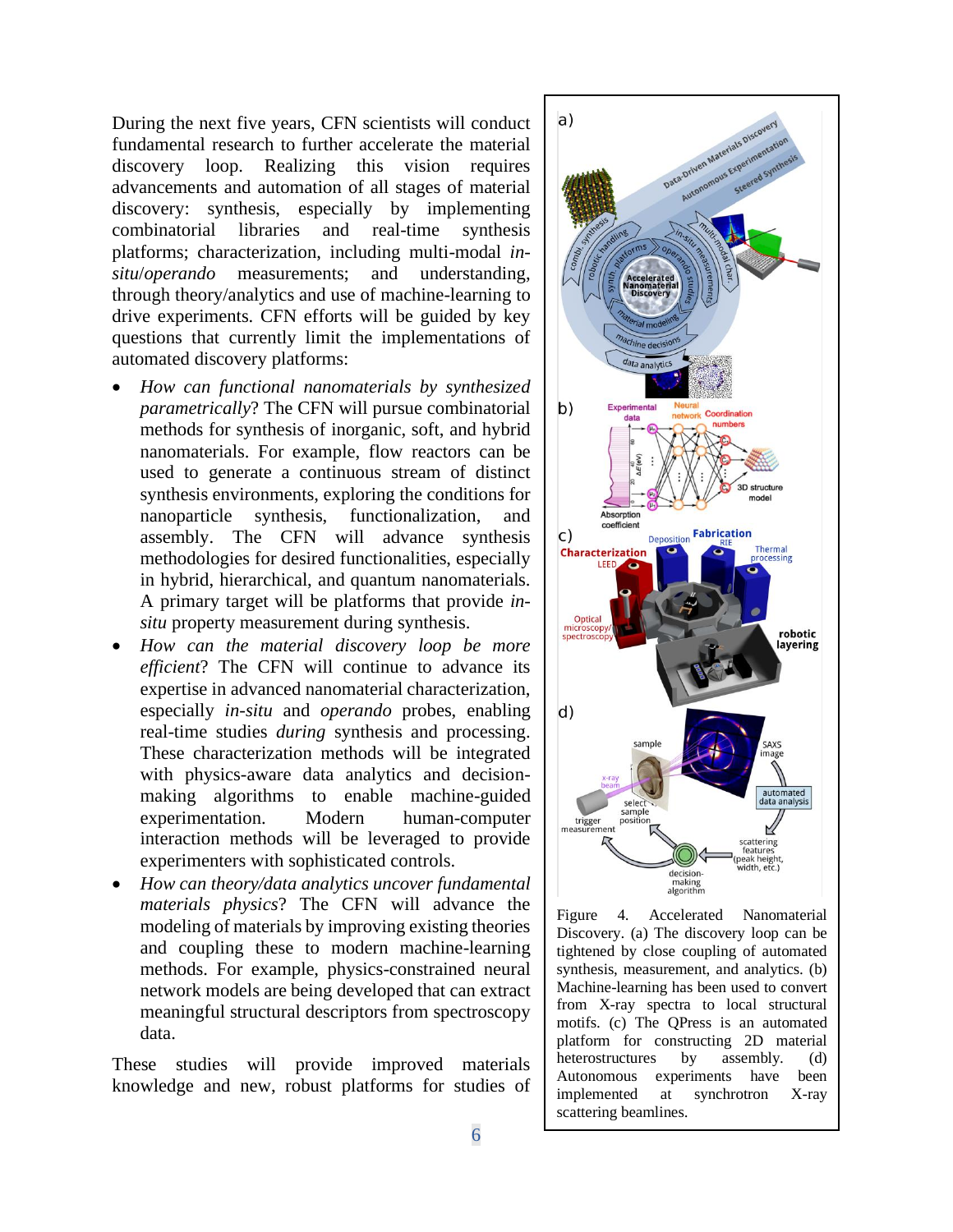During the next five years, CFN scientists will conduct fundamental research to further accelerate the material discovery loop. Realizing this vision requires advancements and automation of all stages of material discovery: synthesis, especially by implementing combinatorial libraries and real-time synthesis platforms; characterization, including multi-modal *in-situ*/*operando* measurements; and understanding, through theory/analytics and use of machine-learning to drive experiments. CFN efforts will be guided by key questions that currently limit the implementations of automated discovery platforms:

- *How can functional nanomaterials by synthesized parametrically*? The CFN will pursue combinatorial methods for synthesis of inorganic, soft, and hybrid nanomaterials. For example, flow reactors can be used to generate a continuous stream of distinct synthesis environments, exploring the conditions for nanoparticle synthesis, functionalization, and assembly. The CFN will advance synthesis methodologies for desired functionalities, especially in hybrid, hierarchical, and quantum nanomaterials. A primary target will be platforms that provide *in-situ* property measurement during synthesis.
- *How can the material discovery loop be more efficient*? The CFN will continue to advance its expertise in advanced nanomaterial characterization, especially *in-situ* and *operando* probes, enabling real-time studies *during* synthesis and processing. These characterization methods will be integrated with physics-aware data analytics and decision-making algorithms to enable machine-guided experimentation. Modern human-computer interaction methods will be leveraged to provide experimenters with sophisticated controls.
- *How can theory/data analytics uncover fundamental materials physics*? The CFN will advance the modeling of materials by improving existing theories and coupling these to modern machine-learning methods. For example, physics-constrained neural network models are being developed that can extract meaningful structural descriptors from spectroscopy data.

These studies will provide improved materials knowledge and new, robust platforms for studies of

Figure 4. Accelerated Nanomaterial Discovery. (a) The discovery loop can be tightened by close coupling of automated synthesis, measurement, and analytics. (b) Machine-learning has been used to convert from X-ray spectra to local structural motifs. (c) The QPress is an automated platform for constructing 2D material heterostructures by assembly. (d) Autonomous experiments have been implemented at synchrotron X-ray scattering beamlines.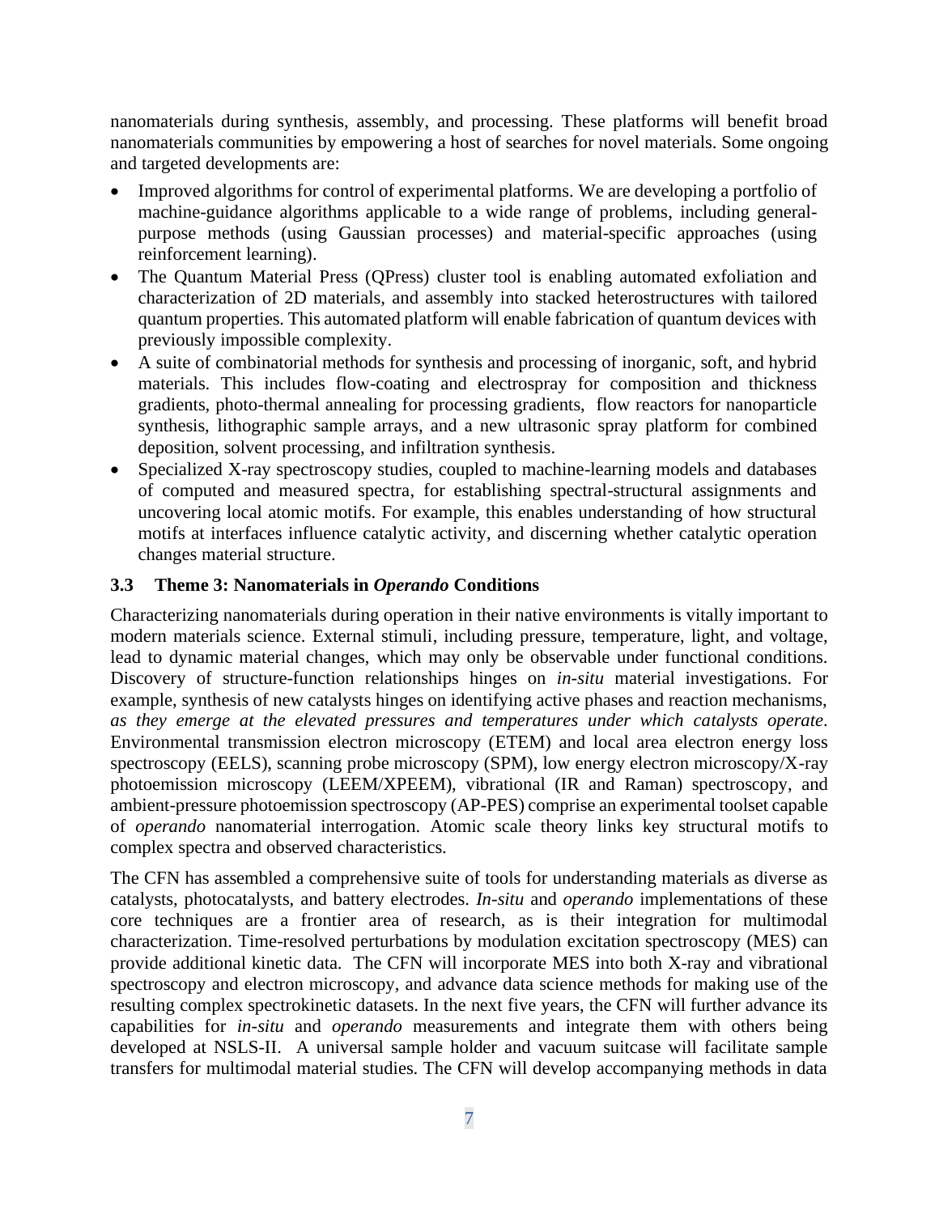nanomaterials during synthesis, assembly, and processing. These platforms will benefit broad nanomaterials communities by empowering a host of searches for novel materials. Some ongoing and targeted developments are:

- Improved algorithms for control of experimental platforms. We are developing a portfolio of machine-guidance algorithms applicable to a wide range of problems, including general-purpose methods (using Gaussian processes) and material-specific approaches (using reinforcement learning).
- The Quantum Material Press (QPress) cluster tool is enabling automated exfoliation and characterization of 2D materials, and assembly into stacked heterostructures with tailored quantum properties. This automated platform will enable fabrication of quantum devices with previously impossible complexity.
- A suite of combinatorial methods for synthesis and processing of inorganic, soft, and hybrid materials. This includes flow-coating and electrospray for composition and thickness gradients, photo-thermal annealing for processing gradients, flow reactors for nanoparticle synthesis, lithographic sample arrays, and a new ultrasonic spray platform for combined deposition, solvent processing, and infiltration synthesis.
- Specialized X-ray spectroscopy studies, coupled to machine-learning models and databases of computed and measured spectra, for establishing spectral-structural assignments and uncovering local atomic motifs. For example, this enables understanding of how structural motifs at interfaces influence catalytic activity, and discerning whether catalytic operation changes material structure.

### 3.3 Theme 3: Nanomaterials in *Operando* Conditions

Characterizing nanomaterials during operation in their native environments is vitally important to modern materials science. External stimuli, including pressure, temperature, light, and voltage, lead to dynamic material changes, which may only be observable under functional conditions. Discovery of structure-function relationships hinges on *in-situ* material investigations. For example, synthesis of new catalysts hinges on identifying active phases and reaction mechanisms, *as they emerge at the elevated pressures and temperatures under which catalysts operate*. Environmental transmission electron microscopy (ETEM) and local area electron energy loss spectroscopy (EELS), scanning probe microscopy (SPM), low energy electron microscopy/X-ray photoemission microscopy (LEEM/XPEEM), vibrational (IR and Raman) spectroscopy, and ambient-pressure photoemission spectroscopy (AP-PES) comprise an experimental toolset capable of *operando* nanomaterial interrogation. Atomic scale theory links key structural motifs to complex spectra and observed characteristics.

The CFN has assembled a comprehensive suite of tools for understanding materials as diverse as catalysts, photocatalysts, and battery electrodes. *In-situ* and *operando* implementations of these core techniques are a frontier area of research, as is their integration for multimodal characterization. Time-resolved perturbations by modulation excitation spectroscopy (MES) can provide additional kinetic data. The CFN will incorporate MES into both X-ray and vibrational spectroscopy and electron microscopy, and advance data science methods for making use of the resulting complex spectrokinetic datasets. In the next five years, the CFN will further advance its capabilities for *in-situ* and *operando* measurements and integrate them with others being developed at NSLS-II. A universal sample holder and vacuum suitcase will facilitate sample transfers for multimodal material studies. The CFN will develop accompanying methods in data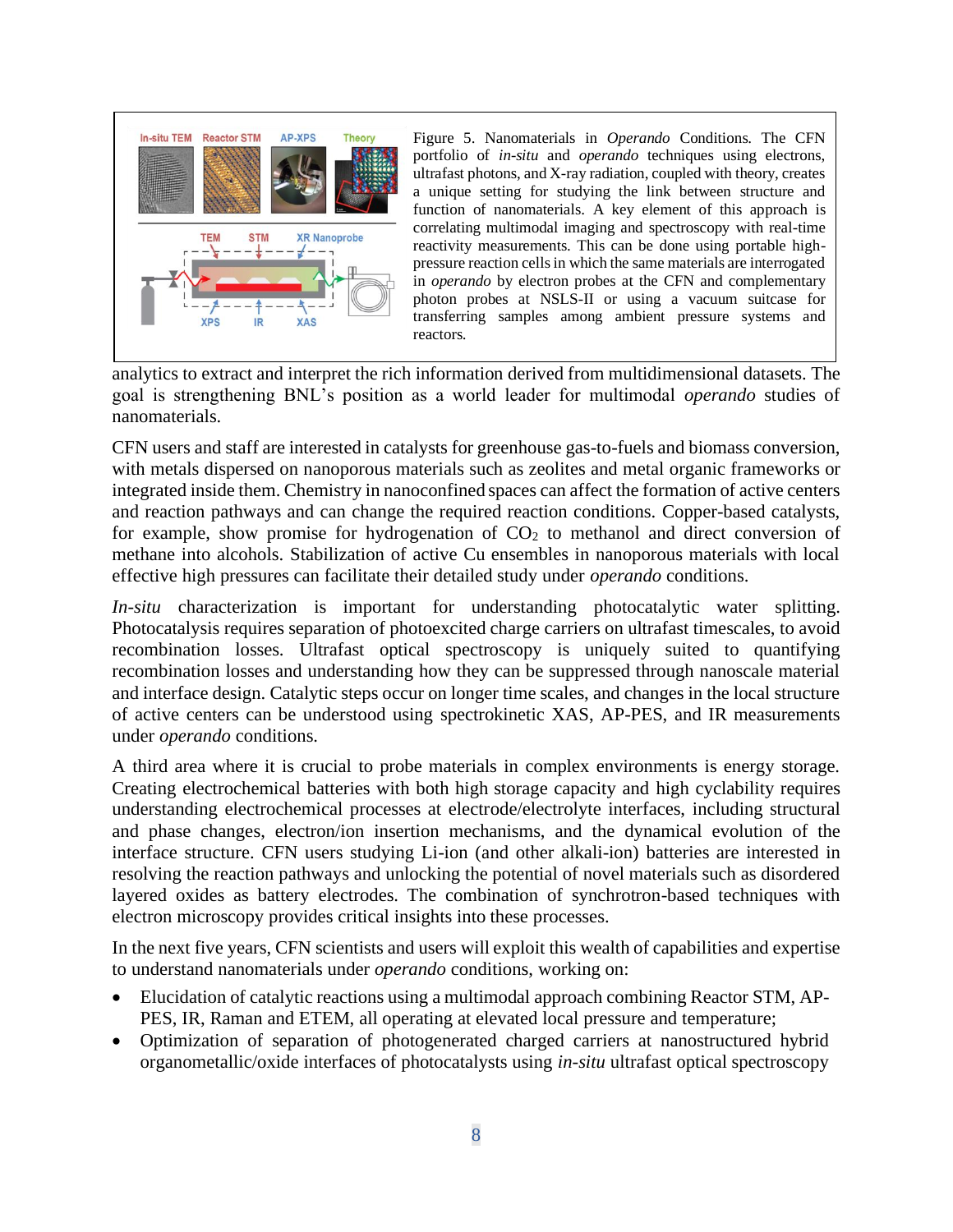Figure 5. Nanomaterials in *Operando* Conditions. The CFN portfolio of *in-situ* and *operando* techniques using electrons, ultrafast photons, and X-ray radiation, coupled with theory, creates a unique setting for studying the link between structure and function of nanomaterials. A key element of this approach is correlating multimodal imaging and spectroscopy with real-time reactivity measurements. This can be done using portable high-pressure reaction cells in which the same materials are interrogated in *operando* by electron probes at the CFN and complementary photon probes at NSLS-II or using a vacuum suitcase for transferring samples among ambient pressure systems and reactors.

analytics to extract and interpret the rich information derived from multidimensional datasets. The goal is strengthening BNL's position as a world leader for multimodal *operando* studies of nanomaterials.

CFN users and staff are interested in catalysts for greenhouse gas-to-fuels and biomass conversion, with metals dispersed on nanoporous materials such as zeolites and metal organic frameworks or integrated inside them. Chemistry in nanoconfined spaces can affect the formation of active centers and reaction pathways and can change the required reaction conditions. Copper-based catalysts, for example, show promise for hydrogenation of $CO_2$ to methanol and direct conversion of methane into alcohols. Stabilization of active Cu ensembles in nanoporous materials with local effective high pressures can facilitate their detailed study under *operando* conditions.

*In-situ* characterization is important for understanding photocatalytic water splitting. Photocatalysis requires separation of photoexcited charge carriers on ultrafast timescales, to avoid recombination losses. Ultrafast optical spectroscopy is uniquely suited to quantifying recombination losses and understanding how they can be suppressed through nanoscale material and interface design. Catalytic steps occur on longer time scales, and changes in the local structure of active centers can be understood using spectrokinetic XAS, AP-PES, and IR measurements under *operando* conditions.

A third area where it is crucial to probe materials in complex environments is energy storage. Creating electrochemical batteries with both high storage capacity and high cyclability requires understanding electrochemical processes at electrode/electrolyte interfaces, including structural and phase changes, electron/ion insertion mechanisms, and the dynamical evolution of the interface structure. CFN users studying Li-ion (and other alkali-ion) batteries are interested in resolving the reaction pathways and unlocking the potential of novel materials such as disordered layered oxides as battery electrodes. The combination of synchrotron-based techniques with electron microscopy provides critical insights into these processes.

In the next five years, CFN scientists and users will exploit this wealth of capabilities and expertise to understand nanomaterials under *operando* conditions, working on:

- Elucidation of catalytic reactions using a multimodal approach combining Reactor STM, AP-PES, IR, Raman and ETEM, all operating at elevated local pressure and temperature;
- Optimization of separation of photogenerated charged carriers at nanostructured hybrid organometallic/oxide interfaces of photocatalysts using *in-situ* ultrafast optical spectroscopy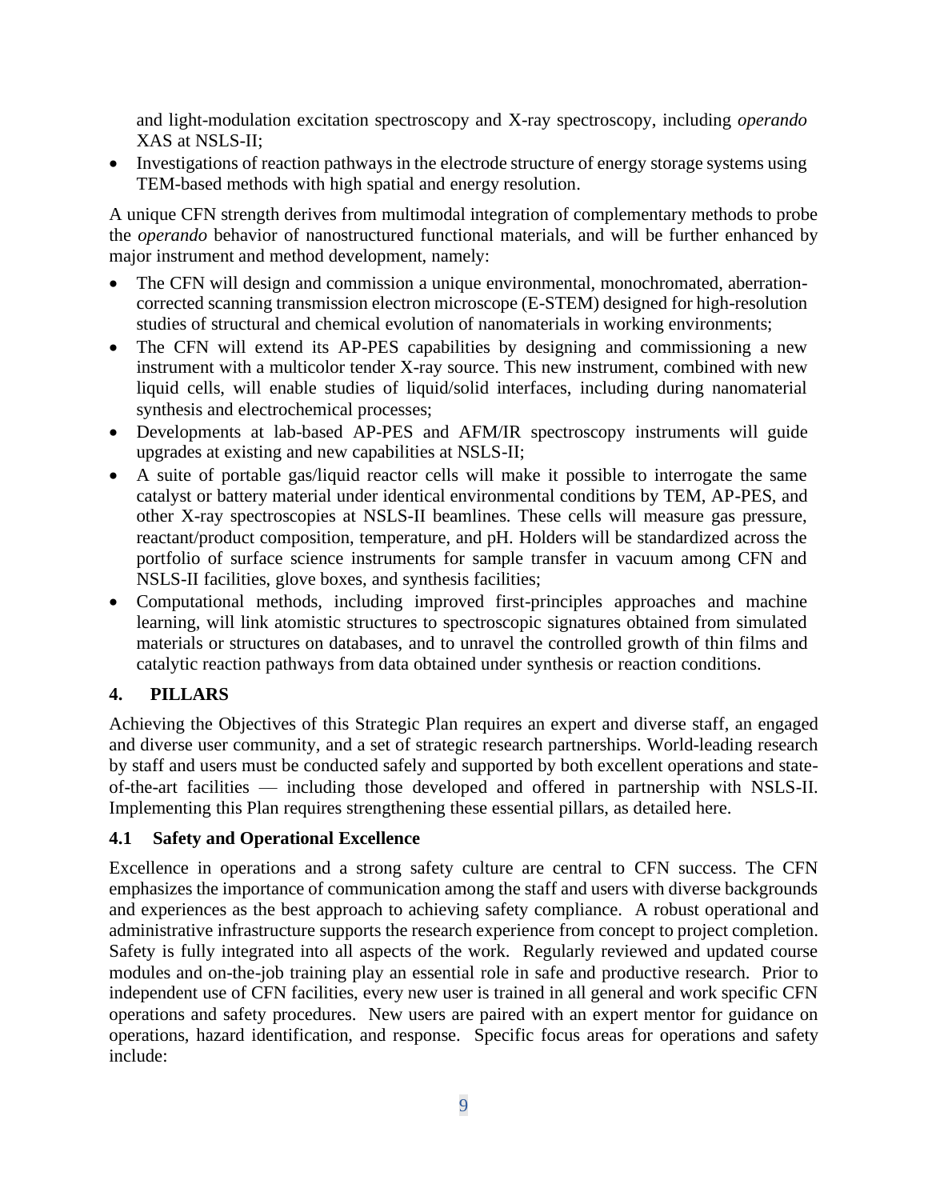and light-modulation excitation spectroscopy and X-ray spectroscopy, including *operando* XAS at NSLS-II;

- Investigations of reaction pathways in the electrode structure of energy storage systems using TEM-based methods with high spatial and energy resolution.

A unique CFN strength derives from multimodal integration of complementary methods to probe the *operando* behavior of nanostructured functional materials, and will be further enhanced by major instrument and method development, namely:

- The CFN will design and commission a unique environmental, monochromated, aberration-corrected scanning transmission electron microscope (E-STEM) designed for high-resolution studies of structural and chemical evolution of nanomaterials in working environments;
- The CFN will extend its AP-PES capabilities by designing and commissioning a new instrument with a multicolor tender X-ray source. This new instrument, combined with new liquid cells, will enable studies of liquid/solid interfaces, including during nanomaterial synthesis and electrochemical processes;
- Developments at lab-based AP-PES and AFM/IR spectroscopy instruments will guide upgrades at existing and new capabilities at NSLS-II;
- A suite of portable gas/liquid reactor cells will make it possible to interrogate the same catalyst or battery material under identical environmental conditions by TEM, AP-PES, and other X-ray spectroscopies at NSLS-II beamlines. These cells will measure gas pressure, reactant/product composition, temperature, and pH. Holders will be standardized across the portfolio of surface science instruments for sample transfer in vacuum among CFN and NSLS-II facilities, glove boxes, and synthesis facilities;
- Computational methods, including improved first-principles approaches and machine learning, will link atomistic structures to spectroscopic signatures obtained from simulated materials or structures on databases, and to unravel the controlled growth of thin films and catalytic reaction pathways from data obtained under synthesis or reaction conditions.

## 4. PILLARS

Achieving the Objectives of this Strategic Plan requires an expert and diverse staff, an engaged and diverse user community, and a set of strategic research partnerships. World-leading research by staff and users must be conducted safely and supported by both excellent operations and state-of-the-art facilities — including those developed and offered in partnership with NSLS-II. Implementing this Plan requires strengthening these essential pillars, as detailed here.

### 4.1 Safety and Operational Excellence

Excellence in operations and a strong safety culture are central to CFN success. The CFN emphasizes the importance of communication among the staff and users with diverse backgrounds and experiences as the best approach to achieving safety compliance. A robust operational and administrative infrastructure supports the research experience from concept to project completion. Safety is fully integrated into all aspects of the work. Regularly reviewed and updated course modules and on-the-job training play an essential role in safe and productive research. Prior to independent use of CFN facilities, every new user is trained in all general and work specific CFN operations and safety procedures. New users are paired with an expert mentor for guidance on operations, hazard identification, and response. Specific focus areas for operations and safety include: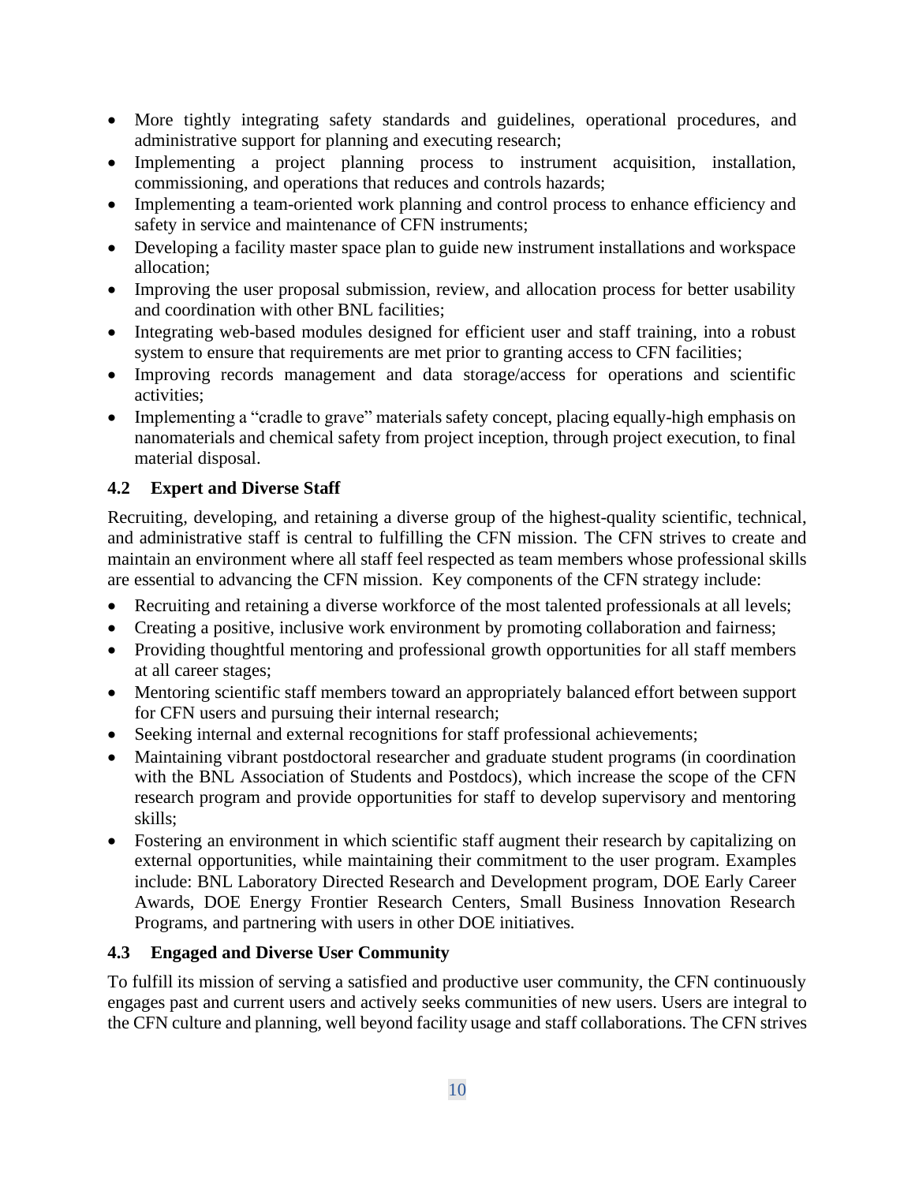- More tightly integrating safety standards and guidelines, operational procedures, and administrative support for planning and executing research;
- Implementing a project planning process to instrument acquisition, installation, commissioning, and operations that reduces and controls hazards;
- Implementing a team-oriented work planning and control process to enhance efficiency and safety in service and maintenance of CFN instruments;
- Developing a facility master space plan to guide new instrument installations and workspace allocation;
- Improving the user proposal submission, review, and allocation process for better usability and coordination with other BNL facilities;
- Integrating web-based modules designed for efficient user and staff training, into a robust system to ensure that requirements are met prior to granting access to CFN facilities;
- Improving records management and data storage/access for operations and scientific activities;
- Implementing a "cradle to grave" materials safety concept, placing equally-high emphasis on nanomaterials and chemical safety from project inception, through project execution, to final material disposal.

### 4.2 Expert and Diverse Staff

Recruiting, developing, and retaining a diverse group of the highest-quality scientific, technical, and administrative staff is central to fulfilling the CFN mission. The CFN strives to create and maintain an environment where all staff feel respected as team members whose professional skills are essential to advancing the CFN mission. Key components of the CFN strategy include:

- Recruiting and retaining a diverse workforce of the most talented professionals at all levels;
- Creating a positive, inclusive work environment by promoting collaboration and fairness;
- Providing thoughtful mentoring and professional growth opportunities for all staff members at all career stages;
- Mentoring scientific staff members toward an appropriately balanced effort between support for CFN users and pursuing their internal research;
- Seeking internal and external recognitions for staff professional achievements;
- Maintaining vibrant postdoctoral researcher and graduate student programs (in coordination with the BNL Association of Students and Postdocs), which increase the scope of the CFN research program and provide opportunities for staff to develop supervisory and mentoring skills;
- Fostering an environment in which scientific staff augment their research by capitalizing on external opportunities, while maintaining their commitment to the user program. Examples include: BNL Laboratory Directed Research and Development program, DOE Early Career Awards, DOE Energy Frontier Research Centers, Small Business Innovation Research Programs, and partnering with users in other DOE initiatives.

### 4.3 Engaged and Diverse User Community

To fulfill its mission of serving a satisfied and productive user community, the CFN continuously engages past and current users and actively seeks communities of new users. Users are integral to the CFN culture and planning, well beyond facility usage and staff collaborations. The CFN strives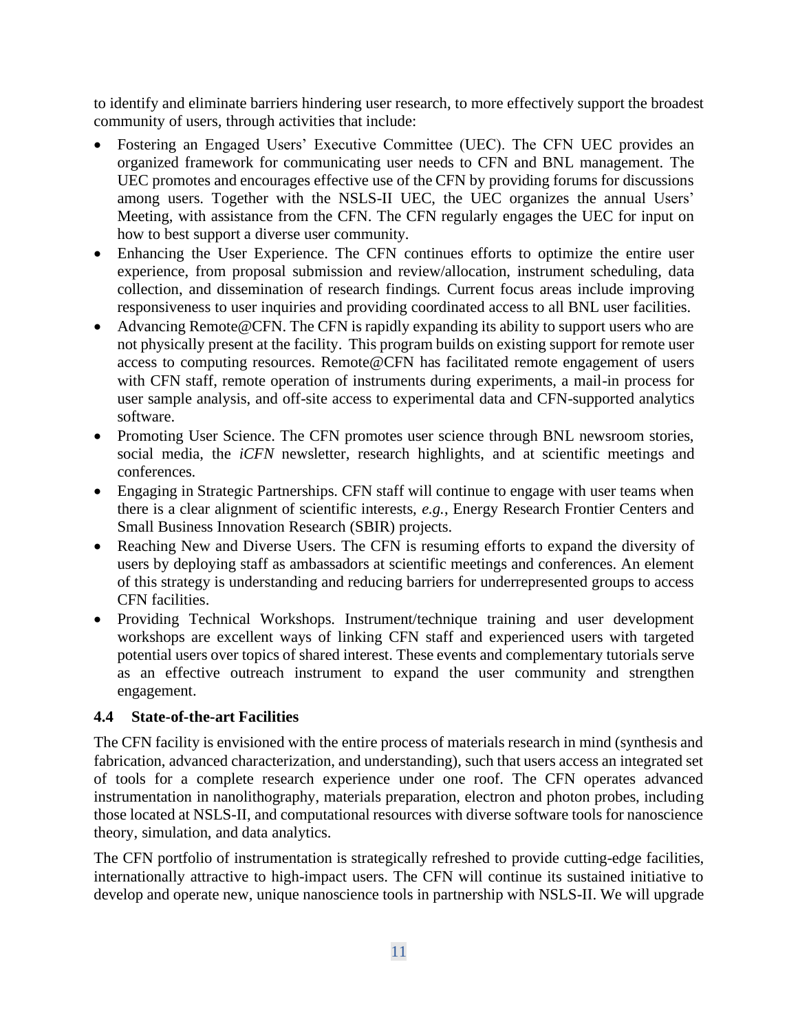to identify and eliminate barriers hindering user research, to more effectively support the broadest community of users, through activities that include:

- Fostering an Engaged Users' Executive Committee (UEC). The CFN UEC provides an organized framework for communicating user needs to CFN and BNL management. The UEC promotes and encourages effective use of the CFN by providing forums for discussions among users. Together with the NSLS-II UEC, the UEC organizes the annual Users' Meeting, with assistance from the CFN. The CFN regularly engages the UEC for input on how to best support a diverse user community.
- Enhancing the User Experience. The CFN continues efforts to optimize the entire user experience, from proposal submission and review/allocation, instrument scheduling, data collection, and dissemination of research findings. Current focus areas include improving responsiveness to user inquiries and providing coordinated access to all BNL user facilities.
- Advancing Remote@CFN. The CFN is rapidly expanding its ability to support users who are not physically present at the facility. This program builds on existing support for remote user access to computing resources. Remote@CFN has facilitated remote engagement of users with CFN staff, remote operation of instruments during experiments, a mail-in process for user sample analysis, and off-site access to experimental data and CFN-supported analytics software.
- Promoting User Science. The CFN promotes user science through BNL newsroom stories, social media, the *iCFN* newsletter, research highlights, and at scientific meetings and conferences.
- Engaging in Strategic Partnerships. CFN staff will continue to engage with user teams when there is a clear alignment of scientific interests, *e.g.*, Energy Research Frontier Centers and Small Business Innovation Research (SBIR) projects.
- Reaching New and Diverse Users. The CFN is resuming efforts to expand the diversity of users by deploying staff as ambassadors at scientific meetings and conferences. An element of this strategy is understanding and reducing barriers for underrepresented groups to access CFN facilities.
- Providing Technical Workshops. Instrument/technique training and user development workshops are excellent ways of linking CFN staff and experienced users with targeted potential users over topics of shared interest. These events and complementary tutorials serve as an effective outreach instrument to expand the user community and strengthen engagement.

### 4.4 State-of-the-art Facilities

The CFN facility is envisioned with the entire process of materials research in mind (synthesis and fabrication, advanced characterization, and understanding), such that users access an integrated set of tools for a complete research experience under one roof. The CFN operates advanced instrumentation in nanolithography, materials preparation, electron and photon probes, including those located at NSLS-II, and computational resources with diverse software tools for nanoscience theory, simulation, and data analytics.

The CFN portfolio of instrumentation is strategically refreshed to provide cutting-edge facilities, internationally attractive to high-impact users. The CFN will continue its sustained initiative to develop and operate new, unique nanoscience tools in partnership with NSLS-II. We will upgrade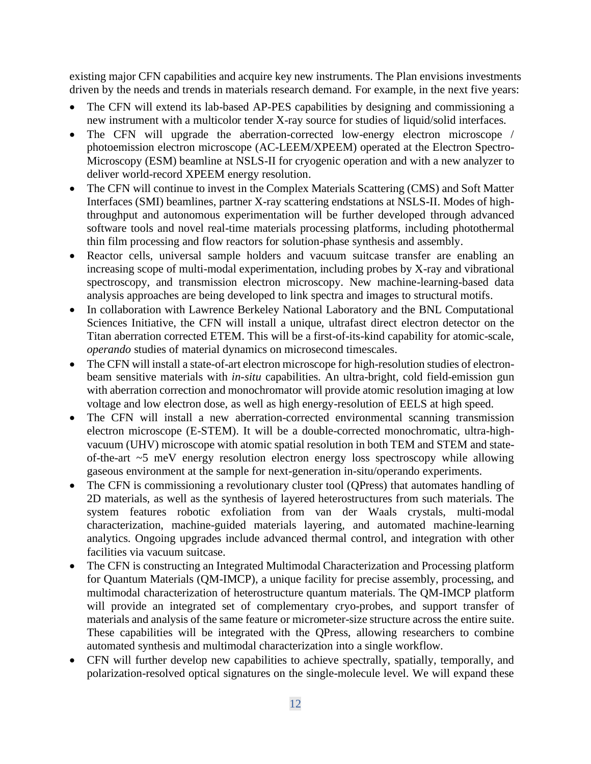existing major CFN capabilities and acquire key new instruments. The Plan envisions investments driven by the needs and trends in materials research demand. For example, in the next five years:

- The CFN will extend its lab-based AP-PES capabilities by designing and commissioning a new instrument with a multicolor tender X-ray source for studies of liquid/solid interfaces.
- The CFN will upgrade the aberration-corrected low-energy electron microscope / photoemission electron microscope (AC-LEEM/XPEEM) operated at the Electron Spectro-Microscopy (ESM) beamline at NSLS-II for cryogenic operation and with a new analyzer to deliver world-record XPEEM energy resolution.
- The CFN will continue to invest in the Complex Materials Scattering (CMS) and Soft Matter Interfaces (SMI) beamlines, partner X-ray scattering endstations at NSLS-II. Modes of high-throughput and autonomous experimentation will be further developed through advanced software tools and novel real-time materials processing platforms, including photothermal thin film processing and flow reactors for solution-phase synthesis and assembly.
- Reactor cells, universal sample holders and vacuum suitcase transfer are enabling an increasing scope of multi-modal experimentation, including probes by X-ray and vibrational spectroscopy, and transmission electron microscopy. New machine-learning-based data analysis approaches are being developed to link spectra and images to structural motifs.
- In collaboration with Lawrence Berkeley National Laboratory and the BNL Computational Sciences Initiative, the CFN will install a unique, ultrafast direct electron detector on the Titan aberration corrected ETEM. This will be a first-of-its-kind capability for atomic-scale, *operando* studies of material dynamics on microsecond timescales.
- The CFN will install a state-of-art electron microscope for high-resolution studies of electron-beam sensitive materials with *in-situ* capabilities. An ultra-bright, cold field-emission gun with aberration correction and monochromator will provide atomic resolution imaging at low voltage and low electron dose, as well as high energy-resolution of EELS at high speed.
- The CFN will install a new aberration-corrected environmental scanning transmission electron microscope (E-STEM). It will be a double-corrected monochromatic, ultra-high-vacuum (UHV) microscope with atomic spatial resolution in both TEM and STEM and state-of-the-art ~5 meV energy resolution electron energy loss spectroscopy while allowing gaseous environment at the sample for next-generation in-situ/operando experiments.
- The CFN is commissioning a revolutionary cluster tool (QPress) that automates handling of 2D materials, as well as the synthesis of layered heterostructures from such materials. The system features robotic exfoliation from van der Waals crystals, multi-modal characterization, machine-guided materials layering, and automated machine-learning analytics. Ongoing upgrades include advanced thermal control, and integration with other facilities via vacuum suitcase.
- The CFN is constructing an Integrated Multimodal Characterization and Processing platform for Quantum Materials (QM-IMCP), a unique facility for precise assembly, processing, and multimodal characterization of heterostructure quantum materials. The QM-IMCP platform will provide an integrated set of complementary cryo-probes, and support transfer of materials and analysis of the same feature or micrometer-size structure across the entire suite. These capabilities will be integrated with the QPress, allowing researchers to combine automated synthesis and multimodal characterization into a single workflow.
- CFN will further develop new capabilities to achieve spectrally, spatially, temporally, and polarization-resolved optical signatures on the single-molecule level. We will expand these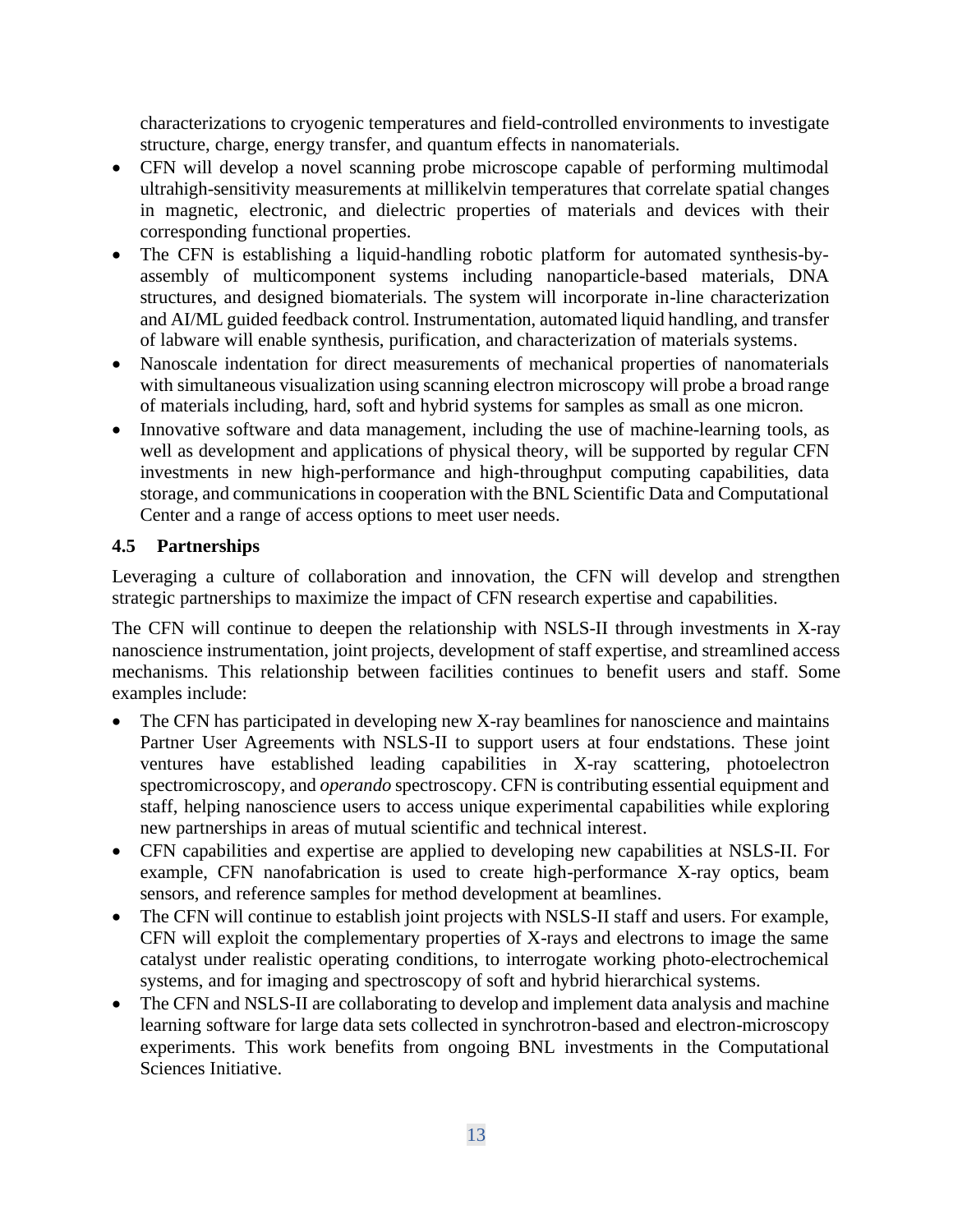characterizations to cryogenic temperatures and field-controlled environments to investigate structure, charge, energy transfer, and quantum effects in nanomaterials.

- CFN will develop a novel scanning probe microscope capable of performing multimodal ultrahigh-sensitivity measurements at millikelvin temperatures that correlate spatial changes in magnetic, electronic, and dielectric properties of materials and devices with their corresponding functional properties.
- The CFN is establishing a liquid-handling robotic platform for automated synthesis-by-assembly of multicomponent systems including nanoparticle-based materials, DNA structures, and designed biomaterials. The system will incorporate in-line characterization and AI/ML guided feedback control. Instrumentation, automated liquid handling, and transfer of labware will enable synthesis, purification, and characterization of materials systems.
- Nanoscale indentation for direct measurements of mechanical properties of nanomaterials with simultaneous visualization using scanning electron microscopy will probe a broad range of materials including, hard, soft and hybrid systems for samples as small as one micron.
- Innovative software and data management, including the use of machine-learning tools, as well as development and applications of physical theory, will be supported by regular CFN investments in new high-performance and high-throughput computing capabilities, data storage, and communications in cooperation with the BNL Scientific Data and Computational Center and a range of access options to meet user needs.

### 4.5 Partnerships

Leveraging a culture of collaboration and innovation, the CFN will develop and strengthen strategic partnerships to maximize the impact of CFN research expertise and capabilities.

The CFN will continue to deepen the relationship with NSLS-II through investments in X-ray nanoscience instrumentation, joint projects, development of staff expertise, and streamlined access mechanisms. This relationship between facilities continues to benefit users and staff. Some examples include:

- The CFN has participated in developing new X-ray beamlines for nanoscience and maintains Partner User Agreements with NSLS-II to support users at four endstations. These joint ventures have established leading capabilities in X-ray scattering, photoelectron spectromicroscopy, and *operando* spectroscopy. CFN is contributing essential equipment and staff, helping nanoscience users to access unique experimental capabilities while exploring new partnerships in areas of mutual scientific and technical interest.
- CFN capabilities and expertise are applied to developing new capabilities at NSLS-II. For example, CFN nanofabrication is used to create high-performance X-ray optics, beam sensors, and reference samples for method development at beamlines.
- The CFN will continue to establish joint projects with NSLS-II staff and users. For example, CFN will exploit the complementary properties of X-rays and electrons to image the same catalyst under realistic operating conditions, to interrogate working photo-electrochemical systems, and for imaging and spectroscopy of soft and hybrid hierarchical systems.
- The CFN and NSLS-II are collaborating to develop and implement data analysis and machine learning software for large data sets collected in synchrotron-based and electron-microscopy experiments. This work benefits from ongoing BNL investments in the Computational Sciences Initiative.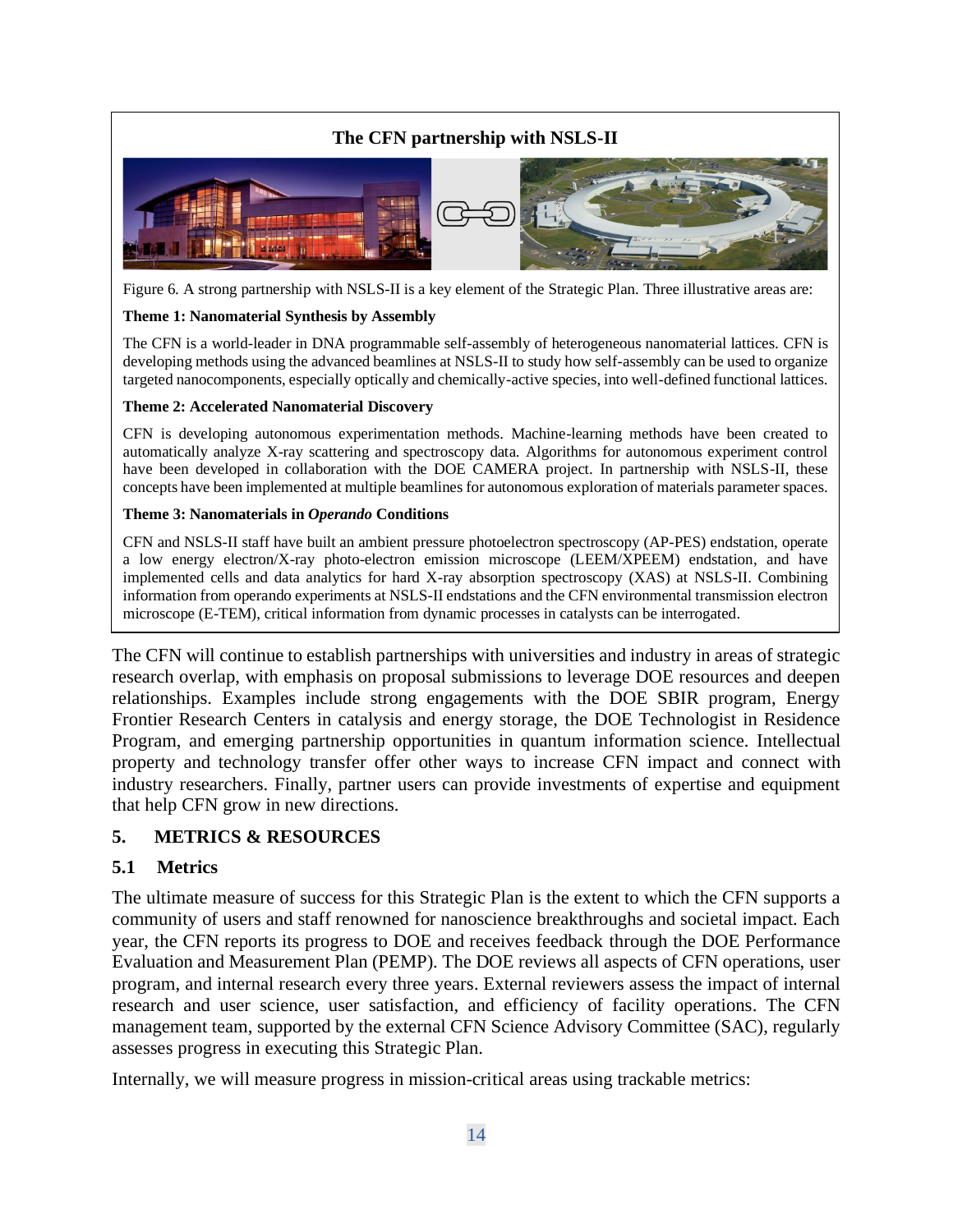**The CFN partnership with NSLS-II**

Figure 6. A strong partnership with NSLS-II is a key element of the Strategic Plan. Three illustrative areas are:

**Theme 1: Nanomaterial Synthesis by Assembly**

The CFN is a world-leader in DNA programmable self-assembly of heterogeneous nanomaterial lattices. CFN is developing methods using the advanced beamlines at NSLS-II to study how self-assembly can be used to organize targeted nanocomponents, especially optically and chemically-active species, into well-defined functional lattices.

**Theme 2: Accelerated Nanomaterial Discovery**

CFN is developing autonomous experimentation methods. Machine-learning methods have been created to automatically analyze X-ray scattering and spectroscopy data. Algorithms for autonomous experiment control have been developed in collaboration with the DOE CAMERA project. In partnership with NSLS-II, these concepts have been implemented at multiple beamlines for autonomous exploration of materials parameter spaces.

**Theme 3: Nanomaterials in *Operando* Conditions**

CFN and NSLS-II staff have built an ambient pressure photoelectron spectroscopy (AP-PES) endstation, operate a low energy electron/X-ray photo-electron emission microscope (LEEM/XPEEM) endstation, and have implemented cells and data analytics for hard X-ray absorption spectroscopy (XAS) at NSLS-II. Combining information from operando experiments at NSLS-II endstations and the CFN environmental transmission electron microscope (E-TEM), critical information from dynamic processes in catalysts can be interrogated.

The CFN will continue to establish partnerships with universities and industry in areas of strategic research overlap, with emphasis on proposal submissions to leverage DOE resources and deepen relationships. Examples include strong engagements with the DOE SBIR program, Energy Frontier Research Centers in catalysis and energy storage, the DOE Technologist in Residence Program, and emerging partnership opportunities in quantum information science. Intellectual property and technology transfer offer other ways to increase CFN impact and connect with industry researchers. Finally, partner users can provide investments of expertise and equipment that help CFN grow in new directions.

## 5. METRICS & RESOURCES

### 5.1 Metrics

The ultimate measure of success for this Strategic Plan is the extent to which the CFN supports a community of users and staff renowned for nanoscience breakthroughs and societal impact. Each year, the CFN reports its progress to DOE and receives feedback through the DOE Performance Evaluation and Measurement Plan (PEMP). The DOE reviews all aspects of CFN operations, user program, and internal research every three years. External reviewers assess the impact of internal research and user science, user satisfaction, and efficiency of facility operations. The CFN management team, supported by the external CFN Science Advisory Committee (SAC), regularly assesses progress in executing this Strategic Plan.

Internally, we will measure progress in mission-critical areas using trackable metrics: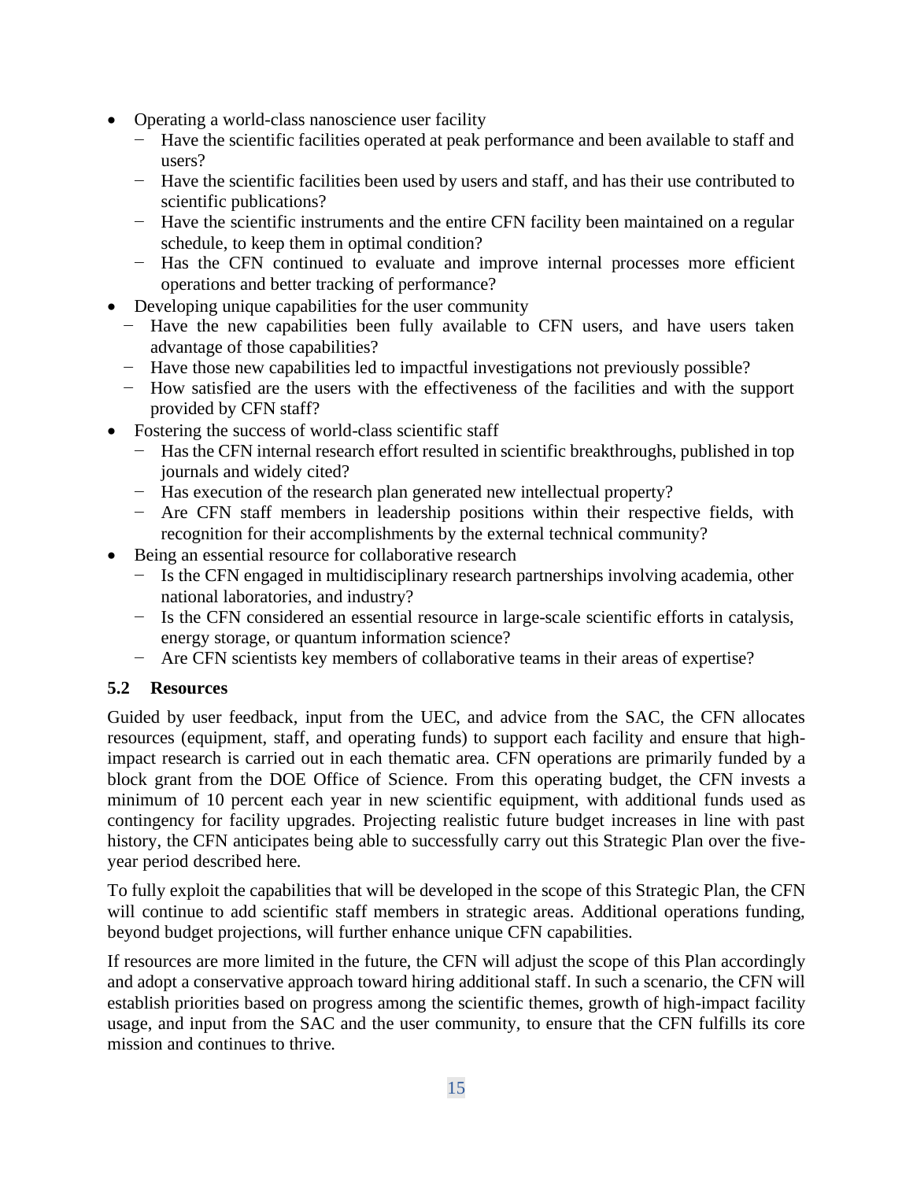- Operating a world-class nanoscience user facility
  - Have the scientific facilities operated at peak performance and been available to staff and users?
  - Have the scientific facilities been used by users and staff, and has their use contributed to scientific publications?
  - Have the scientific instruments and the entire CFN facility been maintained on a regular schedule, to keep them in optimal condition?
  - Has the CFN continued to evaluate and improve internal processes more efficient operations and better tracking of performance?
- Developing unique capabilities for the user community
  - Have the new capabilities been fully available to CFN users, and have users taken advantage of those capabilities?
  - Have those new capabilities led to impactful investigations not previously possible?
  - How satisfied are the users with the effectiveness of the facilities and with the support provided by CFN staff?
- Fostering the success of world-class scientific staff
  - Has the CFN internal research effort resulted in scientific breakthroughs, published in top journals and widely cited?
  - Has execution of the research plan generated new intellectual property?
  - Are CFN staff members in leadership positions within their respective fields, with recognition for their accomplishments by the external technical community?
- Being an essential resource for collaborative research
  - Is the CFN engaged in multidisciplinary research partnerships involving academia, other national laboratories, and industry?
  - Is the CFN considered an essential resource in large-scale scientific efforts in catalysis, energy storage, or quantum information science?
  - Are CFN scientists key members of collaborative teams in their areas of expertise?

### 5.2 Resources

Guided by user feedback, input from the UEC, and advice from the SAC, the CFN allocates resources (equipment, staff, and operating funds) to support each facility and ensure that high-impact research is carried out in each thematic area. CFN operations are primarily funded by a block grant from the DOE Office of Science. From this operating budget, the CFN invests a minimum of 10 percent each year in new scientific equipment, with additional funds used as contingency for facility upgrades. Projecting realistic future budget increases in line with past history, the CFN anticipates being able to successfully carry out this Strategic Plan over the five-year period described here.

To fully exploit the capabilities that will be developed in the scope of this Strategic Plan, the CFN will continue to add scientific staff members in strategic areas. Additional operations funding, beyond budget projections, will further enhance unique CFN capabilities.

If resources are more limited in the future, the CFN will adjust the scope of this Plan accordingly and adopt a conservative approach toward hiring additional staff. In such a scenario, the CFN will establish priorities based on progress among the scientific themes, growth of high-impact facility usage, and input from the SAC and the user community, to ensure that the CFN fulfills its core mission and continues to thrive.